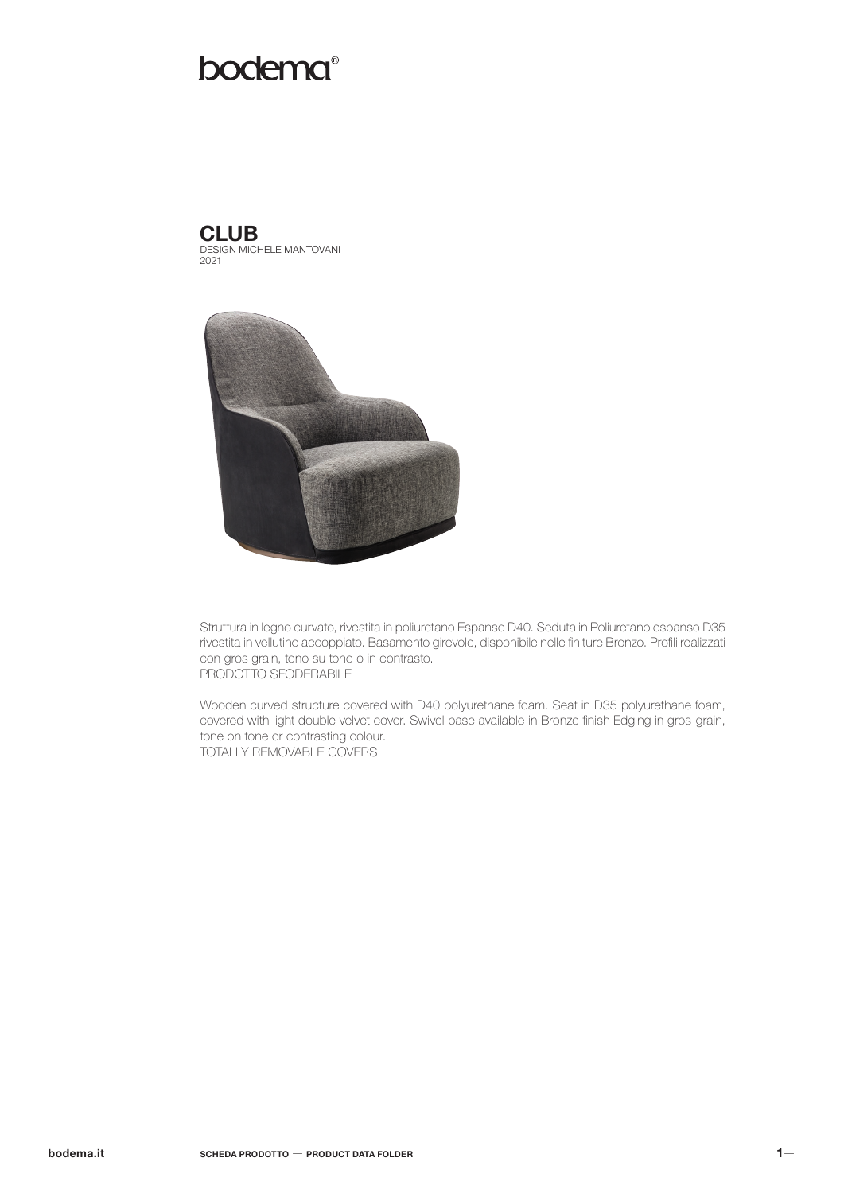bodema®

# CLUB

DESIGN MICHELE MANTOVANI
2021

Struttura in legno curvato, rivestita in poliuretano Espanso D40. Seduta in Poliuretano espanso D35 rivestita in vellutino accoppiato. Basamento girevole, disponibile nelle finiture Bronzo. Profili realizzati con gros grain, tono su tono o in contrasto.
PRODOTTO SFODERABILE

Wooden curved structure covered with D40 polyurethane foam. Seat in D35 polyurethane foam, covered with light double velvet cover. Swivel base available in Bronze finish Edging in gros-grain, tone on tone or contrasting colour.
TOTALLY REMOVABLE COVERS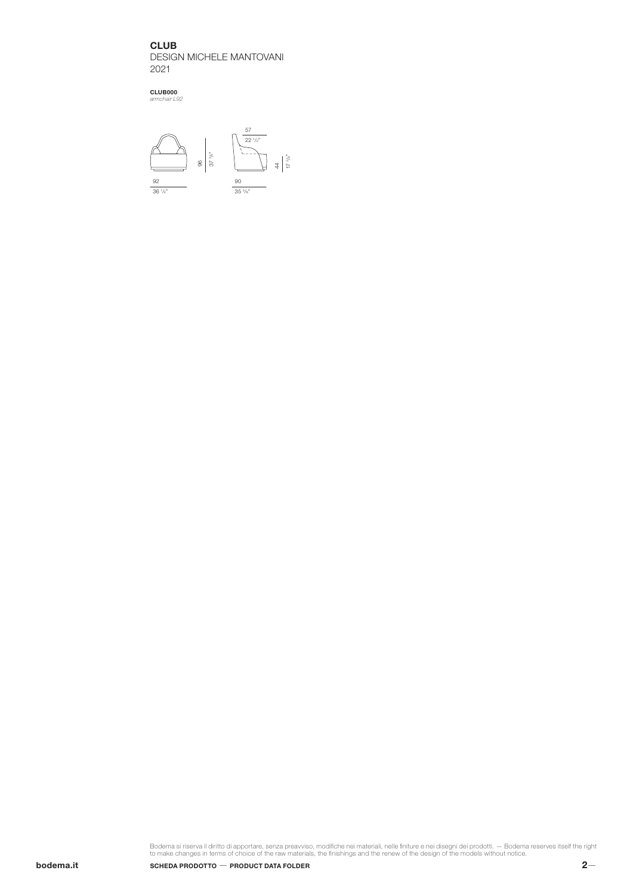**CLUB**
DESIGN MICHELE MANTOVANI
2021

**CLUB000**
*armchair L92*

92
36 1/4"

96
37 3/4"

57
22 1/2"

44
17 3/8"

90
35 3/8"

Bodema si riserva il diritto di apportare, senza preavviso, modifiche nei materiali, nelle finiture e nei disegni dei prodotti. — Bodema reserves itself the right to make changes in terms of choice of the raw materials, the finishings and the renew of the design of the models without notice.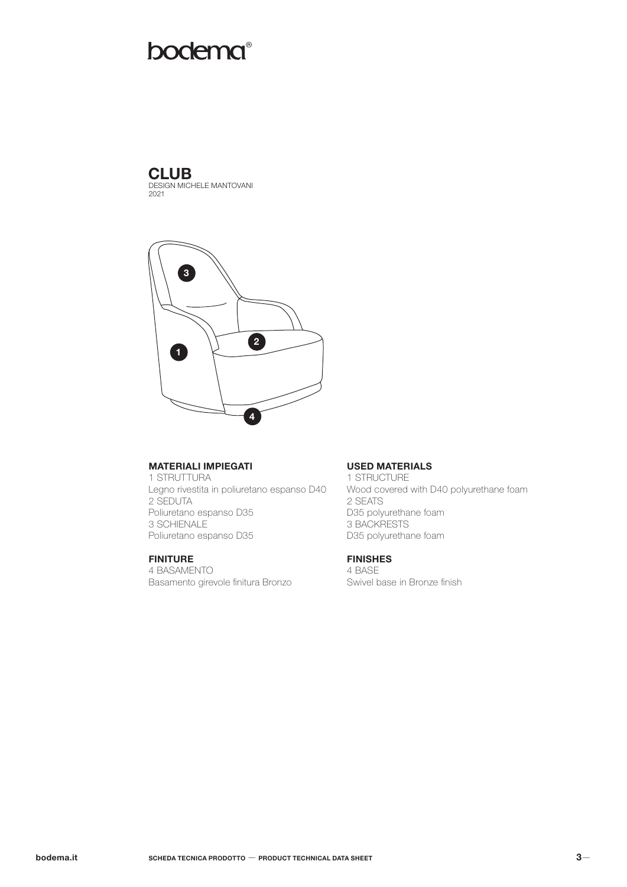# CLUB

DESIGN MICHELE MANTOVANI
2021

## MATERIALI IMPIEGATI

1 STRUTTURA
Legno rivestita in poliuretano espanso D40
2 SEDUTA
Poliuretano espanso D35
3 SCHIENALE
Poliuretano espanso D35

## FINITURE

4 BASAMENTO
Basamento girevole finitura Bronzo

## USED MATERIALS

1 STRUCTURE
Wood covered with D40 polyurethane foam
2 SEATS
D35 polyurethane foam
3 BACKRESTS
D35 polyurethane foam

## FINISHES

4 BASE
Swivel base in Bronze finish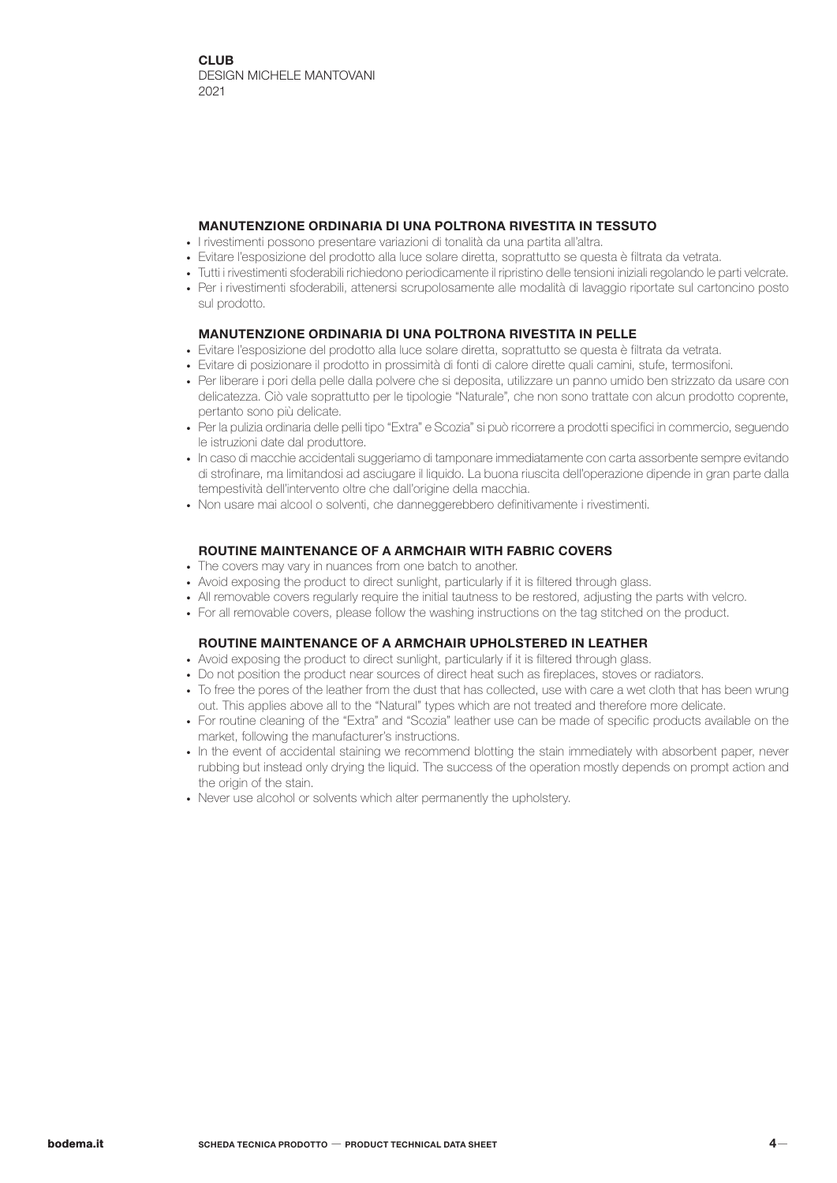**CLUB**
DESIGN MICHELE MANTOVANI
2021

### MANUTENZIONE ORDINARIA DI UNA POLTRONA RIVESTITA IN TESSUTO

- I rivestimenti possono presentare variazioni di tonalità da una partita all'altra.
- Evitare l'esposizione del prodotto alla luce solare diretta, soprattutto se questa è filtrata da vetrata.
- Tutti i rivestimenti sfoderabili richiedono periodicamente il ripristino delle tensioni iniziali regolando le parti velcrate.
- Per i rivestimenti sfoderabili, attenersi scrupolosamente alle modalità di lavaggio riportate sul cartoncino posto sul prodotto.

### MANUTENZIONE ORDINARIA DI UNA POLTRONA RIVESTITA IN PELLE

- Evitare l'esposizione del prodotto alla luce solare diretta, soprattutto se questa è filtrata da vetrata.
- Evitare di posizionare il prodotto in prossimità di fonti di calore dirette quali camini, stufe, termosifoni.
- Per liberare i pori della pelle dalla polvere che si deposita, utilizzare un panno umido ben strizzato da usare con delicatezza. Ciò vale soprattutto per le tipologie "Naturale", che non sono trattate con alcun prodotto coprente, pertanto sono più delicate.
- Per la pulizia ordinaria delle pelli tipo "Extra" e Scozia" si può ricorrere a prodotti specifici in commercio, seguendo le istruzioni date dal produttore.
- In caso di macchie accidentali suggeriamo di tamponare immediatamente con carta assorbente sempre evitando di strofinare, ma limitandosi ad asciugare il liquido. La buona riuscita dell'operazione dipende in gran parte dalla tempestività dell'intervento oltre che dall'origine della macchia.
- Non usare mai alcool o solventi, che danneggerebbero definitivamente i rivestimenti.

### ROUTINE MAINTENANCE OF A ARMCHAIR WITH FABRIC COVERS

- The covers may vary in nuances from one batch to another.
- Avoid exposing the product to direct sunlight, particularly if it is filtered through glass.
- All removable covers regularly require the initial tautness to be restored, adjusting the parts with velcro.
- For all removable covers, please follow the washing instructions on the tag stitched on the product.

### ROUTINE MAINTENANCE OF A ARMCHAIR UPHOLSTERED IN LEATHER

- Avoid exposing the product to direct sunlight, particularly if it is filtered through glass.
- Do not position the product near sources of direct heat such as fireplaces, stoves or radiators.
- To free the pores of the leather from the dust that has collected, use with care a wet cloth that has been wrung out. This applies above all to the "Natural" types which are not treated and therefore more delicate.
- For routine cleaning of the "Extra" and "Scozia" leather use can be made of specific products available on the market, following the manufacturer's instructions.
- In the event of accidental staining we recommend blotting the stain immediately with absorbent paper, never rubbing but instead only drying the liquid. The success of the operation mostly depends on prompt action and the origin of the stain.
- Never use alcohol or solvents which alter permanently the upholstery.